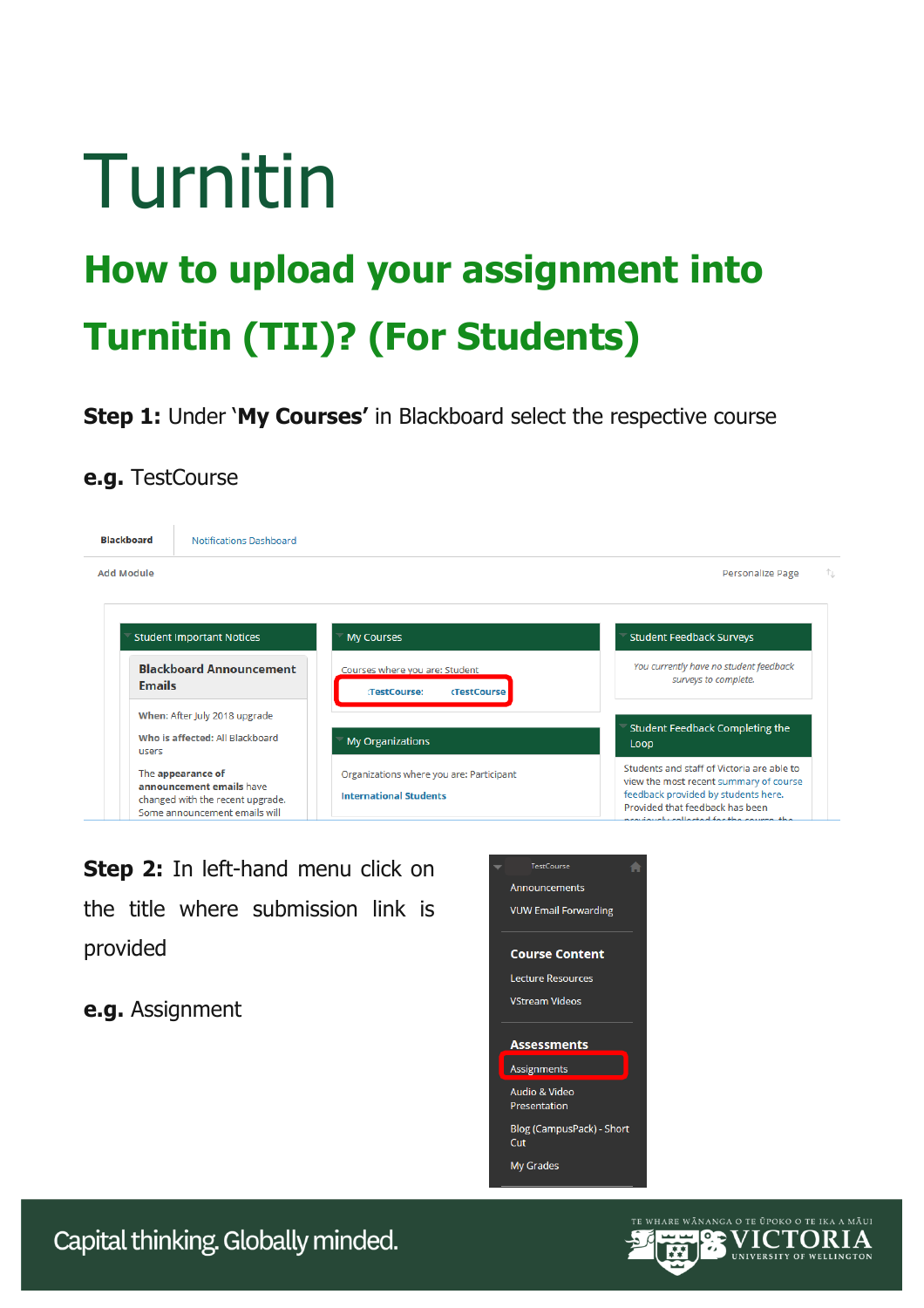# Turnitin

## How to upload your assignment into Turnitin (TII)? (For Students)

**Step 1:** Under '**My Courses'** in Blackboard select the respective course

**e.g.** TestCourse

**Step 2:** In left-hand menu click on the title where submission link is provided

**e.g.** Assignment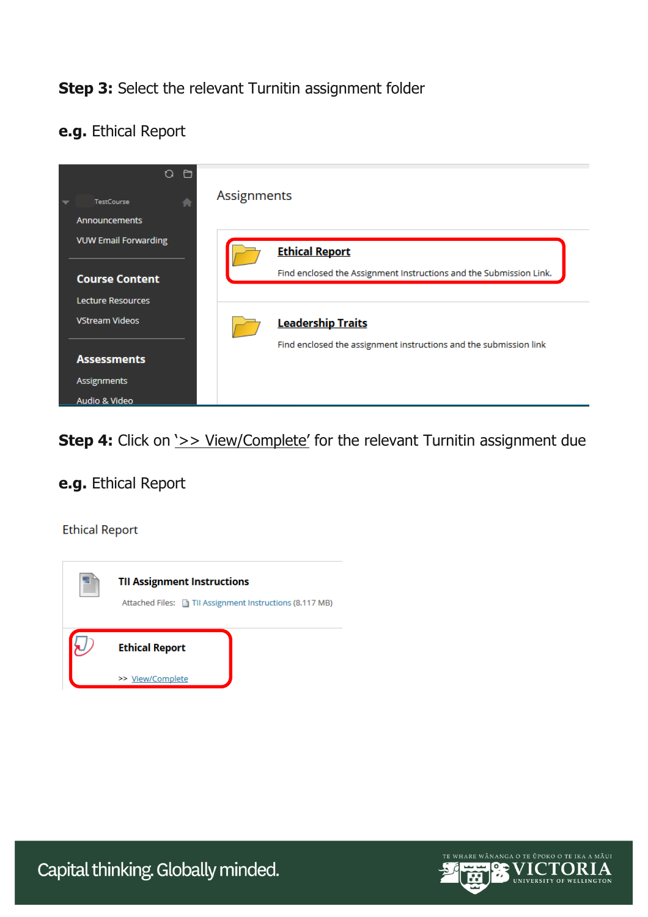**Step 3:** Select the relevant Turnitin assignment folder

**e.g.** Ethical Report

Assignments

**Ethical Report**

Find enclosed the Assignment Instructions and the Submission Link.

**Leadership Traits**

Find enclosed the assignment instructions and the submission link

TestCourse

Announcements

VUW Email Forwarding

**Course Content**

Lecture Resources

VStream Videos

**Assessments**

Assignments

Audio & Video

**Step 4:** Click on '>> View/Complete' for the relevant Turnitin assignment due

**e.g.** Ethical Report

Ethical Report

**TII Assignment Instructions**

Attached Files: TII Assignment Instructions (8.117 MB)

**Ethical Report**

>> View/Complete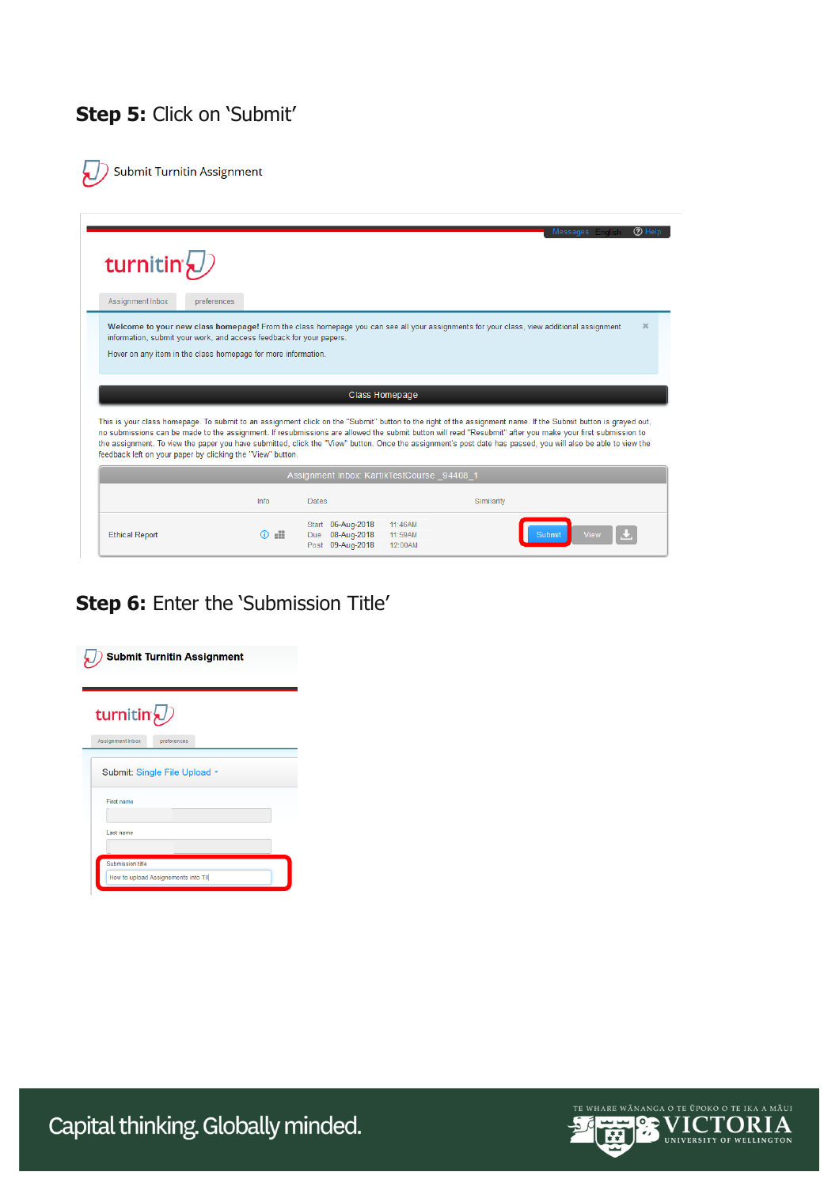**Step 5:** Click on 'Submit'

Submit Turnitin Assignment

turnitin

Messages English Help

Assignment Inbox preferences

**Welcome to your new class homepage!** From the class homepage you can see all your assignments for your class, view additional assignment information, submit your work, and access feedback for your papers.

Hover on any item in the class homepage for more information.

Class Homepage

This is your class homepage. To submit to an assignment click on the "Submit" button to the right of the assignment name. If the Submit button is grayed out, no submissions can be made to the assignment. If resubmissions are allowed the submit button will read "Resubmit" after you make your first submission to the assignment. To view the paper you have submitted, click the "View" button. Once the assignment's post date has passed, you will also be able to view the feedback left on your paper by clicking the "View" button.

Assignment Inbox: KartikTestCourse _94408_1

| | Info | Dates | | | Similarity | |
|---|---|---|---|---|---|---|
| Ethical Report | | Start | 06-Aug-2018 | 11:46AM | | Submit View |
| | | Due | 08-Aug-2018 | 11:59AM | | |
| | | Post | 09-Aug-2018 | 12:00AM | | |

**Step 6:** Enter the 'Submission Title'

**Submit Turnitin Assignment**

turnitin

Assignment Inbox preferences

Submit: Single File Upload

First name

Last name

Submission title

How to upload Assignements into TII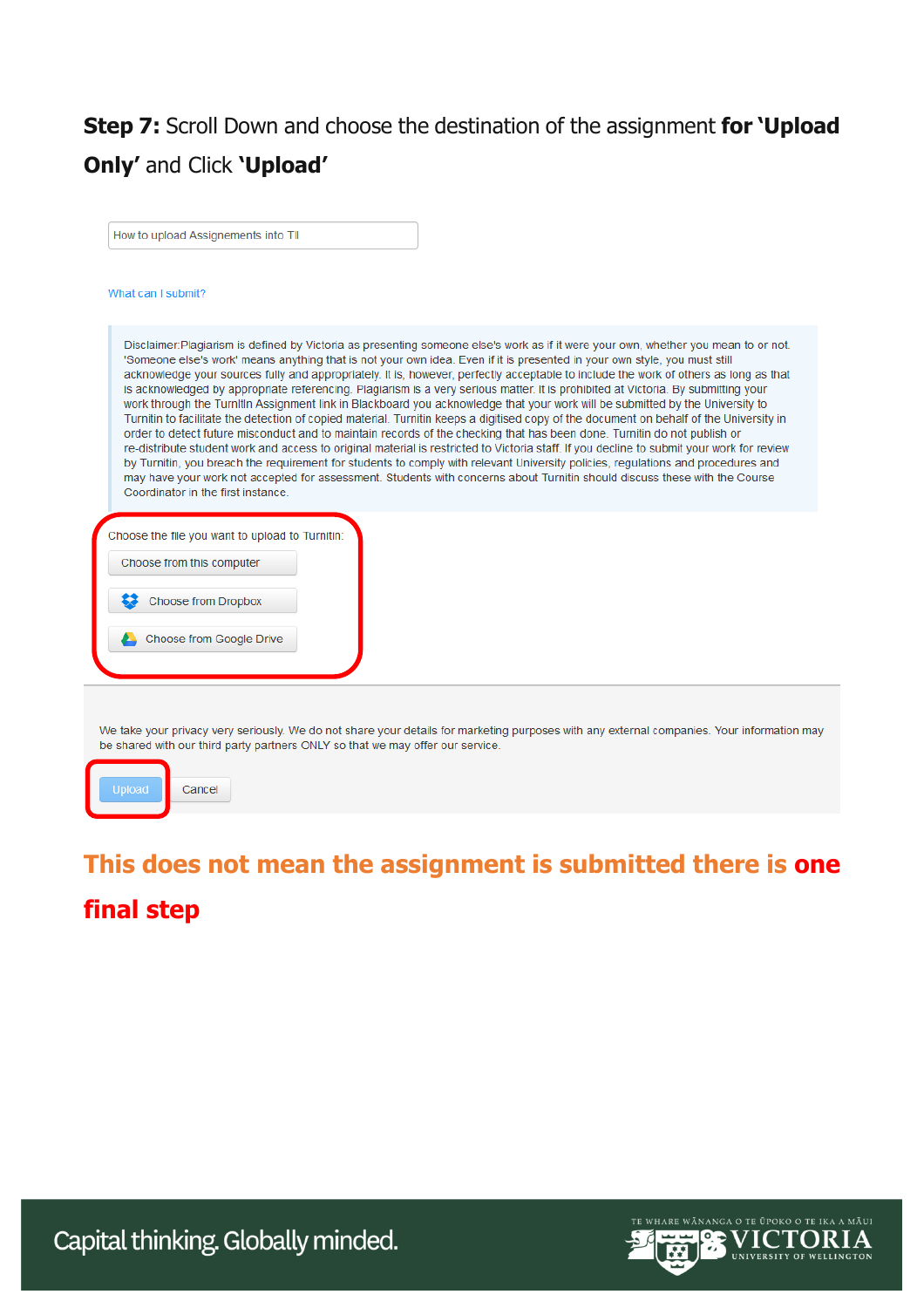**Step 7:** Scroll Down and choose the destination of the assignment **for 'Upload Only'** and Click **'Upload'**

How to upload Assignements into TII

What can I submit?

Disclaimer:Plagiarism is defined by Victoria as presenting someone else's work as if it were your own, whether you mean to or not. 'Someone else's work' means anything that is not your own idea. Even if it is presented in your own style, you must still acknowledge your sources fully and appropriately. It is, however, perfectly acceptable to include the work of others as long as that is acknowledged by appropriate referencing. Plagiarism is a very serious matter. It is prohibited at Victoria. By submitting your work through the Turnitin Assignment link in Blackboard you acknowledge that your work will be submitted by the University to Turnitin to facilitate the detection of copied material. Turnitin keeps a digitised copy of the document on behalf of the University in order to detect future misconduct and to maintain records of the checking that has been done. Turnitin do not publish or re-distribute student work and access to original material is restricted to Victoria staff. If you decline to submit your work for review by Turnitin, you breach the requirement for students to comply with relevant University policies, regulations and procedures and may have your work not accepted for assessment. Students with concerns about Turnitin should discuss these with the Course Coordinator in the first instance.

Choose the file you want to upload to Turnitin:

- Choose from this computer
- Choose from Dropbox
- Choose from Google Drive

We take your privacy very seriously. We do not share your details for marketing purposes with any external companies. Your information may be shared with our third party partners ONLY so that we may offer our service.

Upload | Cancel

**This does not mean the assignment is submitted there is one final step**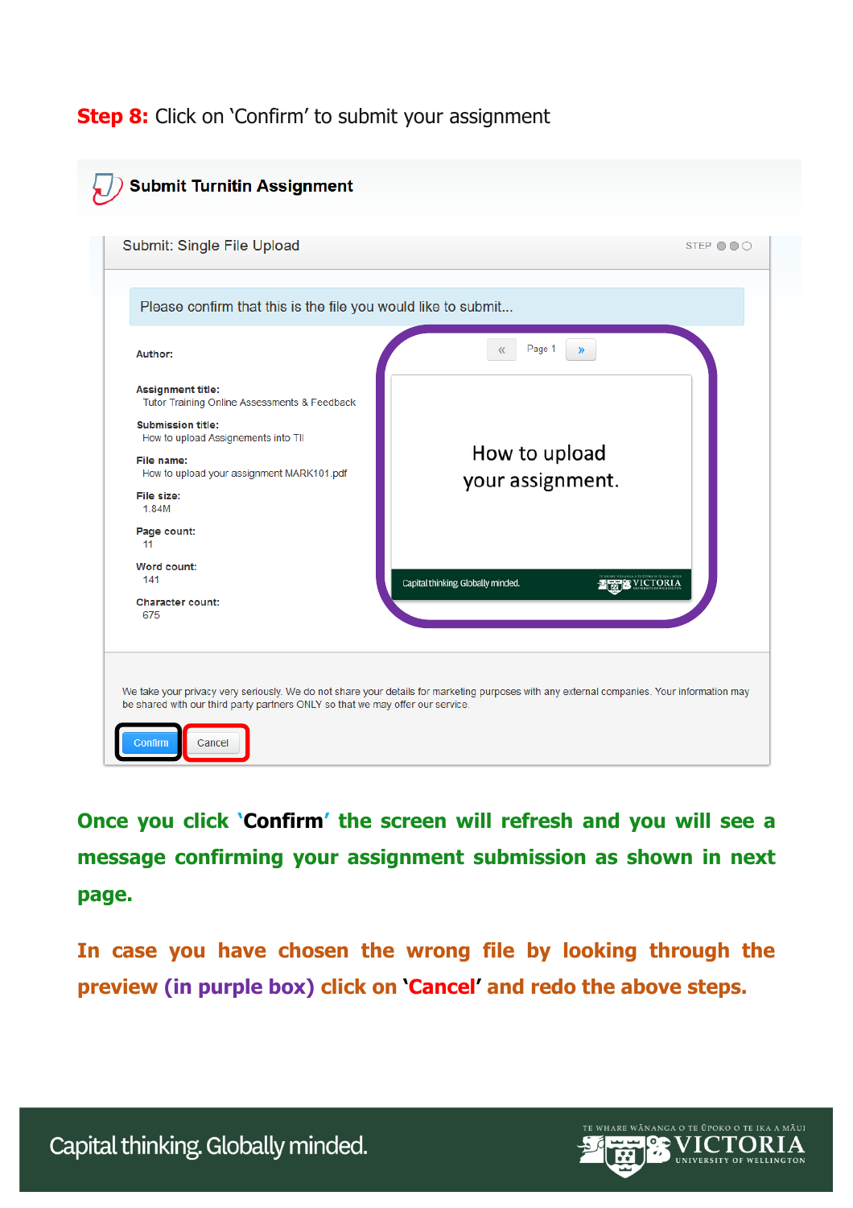**Step 8:** Click on 'Confirm' to submit your assignment

**Submit Turnitin Assignment**

Submit: Single File Upload

STEP

Please confirm that this is the file you would like to submit...

**Author:**

**Assignment title:**
Tutor Training Online Assessments & Feedback

**Submission title:**
How to upload Assignements into TII

**File name:**
How to upload your assignment MARK101.pdf

**File size:**
1.84M

**Page count:**
11

**Word count:**
141

**Character count:**
675

« Page 1 »

How to upload your assignment.

Capital thinking. Globally minded.

We take your privacy very seriously. We do not share your details for marketing purposes with any external companies. Your information may be shared with our third party partners ONLY so that we may offer our service.

Confirm | Cancel

**Once you click 'Confirm' the screen will refresh and you will see a message confirming your assignment submission as shown in next page.**

**In case you have chosen the wrong file by looking through the preview (in purple box) click on 'Cancel' and redo the above steps.**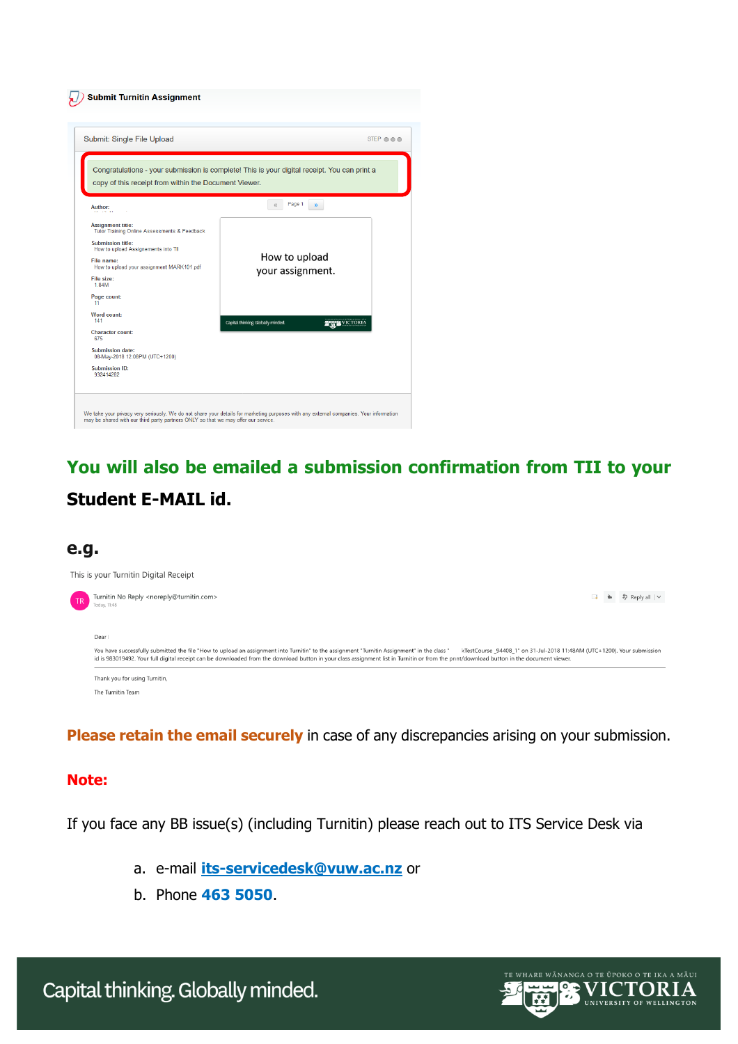Submit Turnitin Assignment

Submit: Single File Upload

Congratulations - your submission is complete! This is your digital receipt. You can print a copy of this receipt from within the Document Viewer.

Author:

Assignment title:
Tutor Training Online Assessments & Feedback

Submission title:
How to upload Assignements into TII

File name:
How to upload your assignment MARK101.pdf

File size:
1.84M

Page count:
11

Word count:
141

Character count:
675

Submission date:
08-May-2018 12:08PM (UTC+1200)

Submission ID:
932414282

How to upload your assignment.

We take your privacy very seriously. We do not share your details for marketing purposes with any external companies. Your information may be shared with our third party partners ONLY so that we may offer our service.

**You will also be emailed a submission confirmation from TII to your Student E-MAIL id.**

**e.g.**

This is your Turnitin Digital Receipt

Turnitin No Reply <noreply@turnitin.com>
Today, 11:48

Dear

You have successfully submitted the file "How to upload an assignment into Turnitin" to the assignment "Turnitin Assignment" in the class " <TestCourse _94408_1" on 31-Jul-2018 11:48AM (UTC+1200). Your submission id is 983019492. Your full digital receipt can be downloaded from the download button in your class assignment list in Turnitin or from the print/download button in the document viewer.

Thank you for using Turnitin,

The Turnitin Team

**Please retain the email securely** in case of any discrepancies arising on your submission.

**Note:**

If you face any BB issue(s) (including Turnitin) please reach out to ITS Service Desk via

a. e-mail **its-servicedesk@vuw.ac.nz** or
b. Phone **463 5050**.